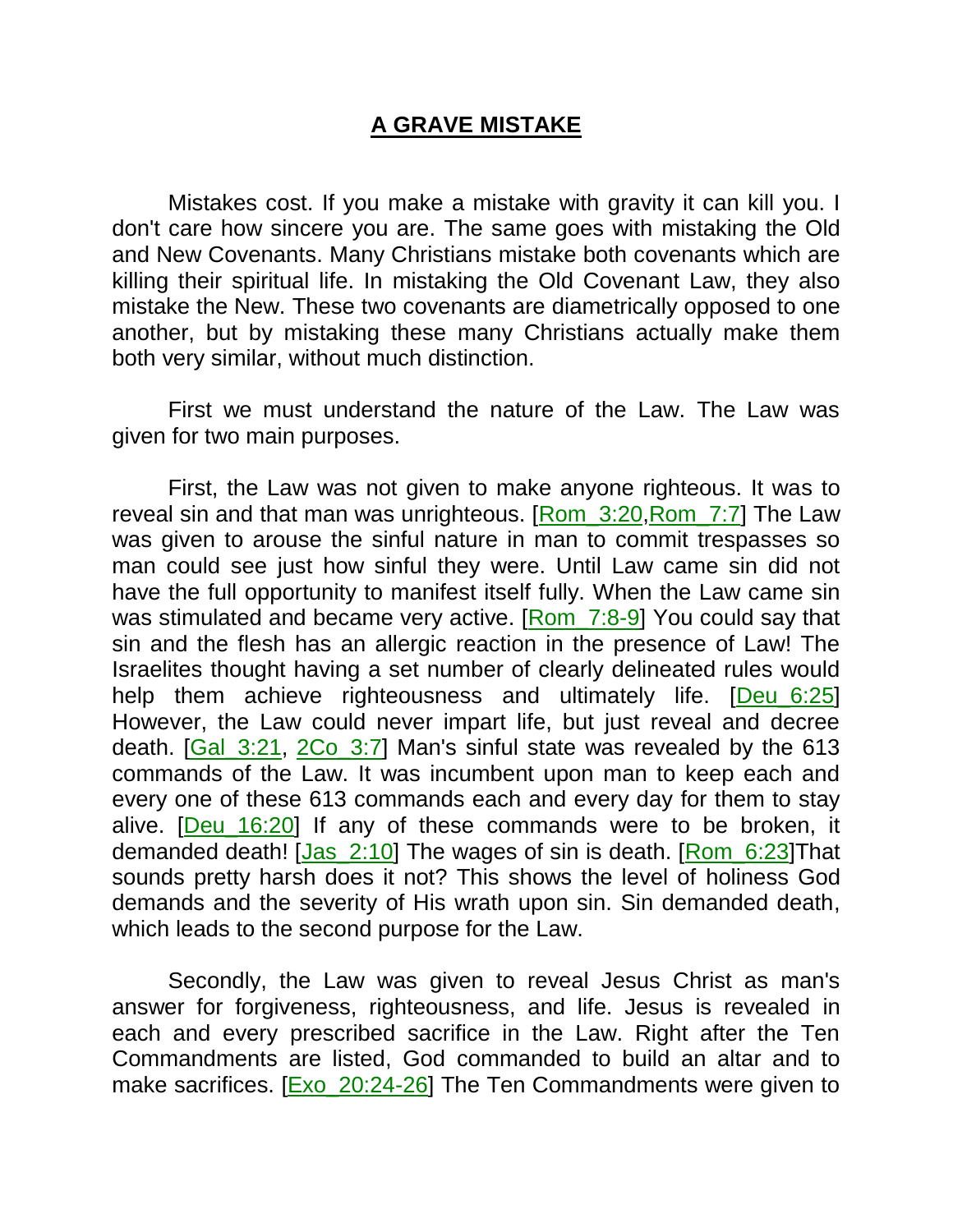# A GRAVE MISTAKE

Mistakes cost. If you make a mistake with gravity it can kill you. I don't care how sincere you are. The same goes with mistaking the Old and New Covenants. Many Christians mistake both covenants which are killing their spiritual life. In mistaking the Old Covenant Law, they also mistake the New. These two covenants are diametrically opposed to one another, but by mistaking these many Christians actually make them both very similar, without much distinction.

First we must understand the nature of the Law. The Law was given for two main purposes.

First, the Law was not given to make anyone righteous. It was to reveal sin and that man was unrighteous. [Rom_3:20,Rom_7:7] The Law was given to arouse the sinful nature in man to commit trespasses so man could see just how sinful they were. Until Law came sin did not have the full opportunity to manifest itself fully. When the Law came sin was stimulated and became very active. [Rom_7:8-9] You could say that sin and the flesh has an allergic reaction in the presence of Law! The Israelites thought having a set number of clearly delineated rules would help them achieve righteousness and ultimately life. [Deu_6:25] However, the Law could never impart life, but just reveal and decree death. [Gal_3:21, 2Co_3:7] Man's sinful state was revealed by the 613 commands of the Law. It was incumbent upon man to keep each and every one of these 613 commands each and every day for them to stay alive. [Deu_16:20] If any of these commands were to be broken, it demanded death! [Jas_2:10] The wages of sin is death. [Rom_6:23]That sounds pretty harsh does it not? This shows the level of holiness God demands and the severity of His wrath upon sin. Sin demanded death, which leads to the second purpose for the Law.

Secondly, the Law was given to reveal Jesus Christ as man's answer for forgiveness, righteousness, and life. Jesus is revealed in each and every prescribed sacrifice in the Law. Right after the Ten Commandments are listed, God commanded to build an altar and to make sacrifices. [Exo_20:24-26] The Ten Commandments were given to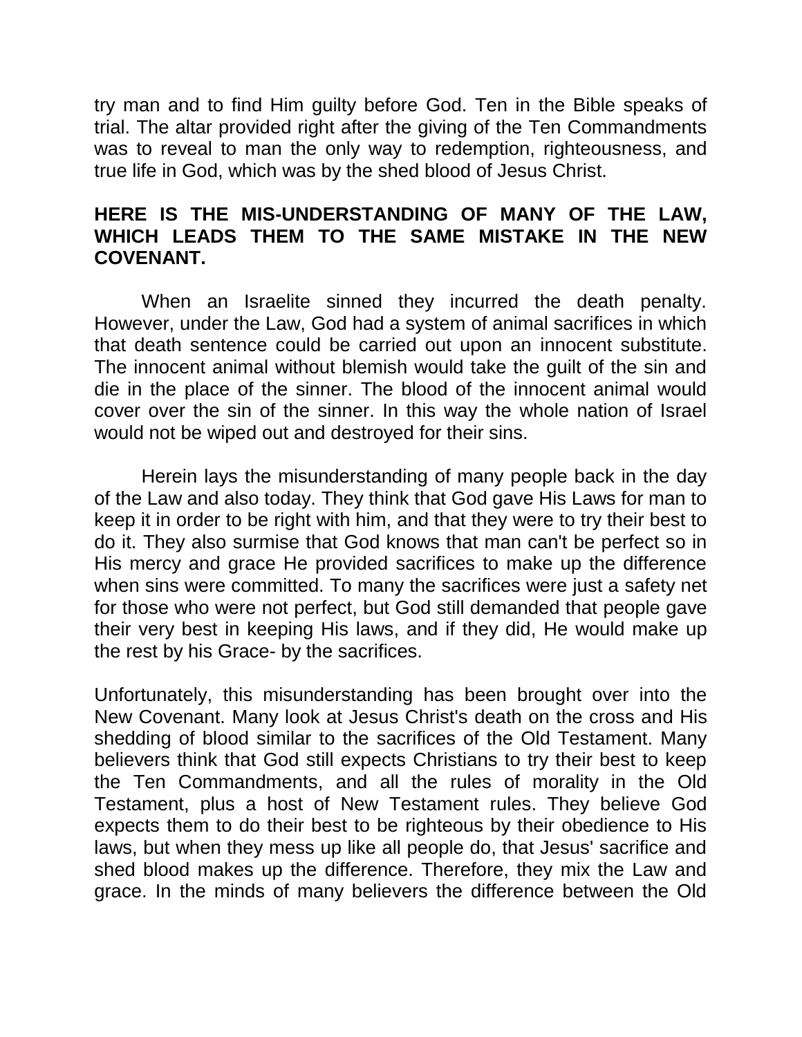try man and to find Him guilty before God. Ten in the Bible speaks of trial. The altar provided right after the giving of the Ten Commandments was to reveal to man the only way to redemption, righteousness, and true life in God, which was by the shed blood of Jesus Christ.

**HERE IS THE MIS-UNDERSTANDING OF MANY OF THE LAW, WHICH LEADS THEM TO THE SAME MISTAKE IN THE NEW COVENANT.**

When an Israelite sinned they incurred the death penalty. However, under the Law, God had a system of animal sacrifices in which that death sentence could be carried out upon an innocent substitute. The innocent animal without blemish would take the guilt of the sin and die in the place of the sinner. The blood of the innocent animal would cover over the sin of the sinner. In this way the whole nation of Israel would not be wiped out and destroyed for their sins.

Herein lays the misunderstanding of many people back in the day of the Law and also today. They think that God gave His Laws for man to keep it in order to be right with him, and that they were to try their best to do it. They also surmise that God knows that man can't be perfect so in His mercy and grace He provided sacrifices to make up the difference when sins were committed. To many the sacrifices were just a safety net for those who were not perfect, but God still demanded that people gave their very best in keeping His laws, and if they did, He would make up the rest by his Grace- by the sacrifices.

Unfortunately, this misunderstanding has been brought over into the New Covenant. Many look at Jesus Christ's death on the cross and His shedding of blood similar to the sacrifices of the Old Testament. Many believers think that God still expects Christians to try their best to keep the Ten Commandments, and all the rules of morality in the Old Testament, plus a host of New Testament rules. They believe God expects them to do their best to be righteous by their obedience to His laws, but when they mess up like all people do, that Jesus' sacrifice and shed blood makes up the difference. Therefore, they mix the Law and grace. In the minds of many believers the difference between the Old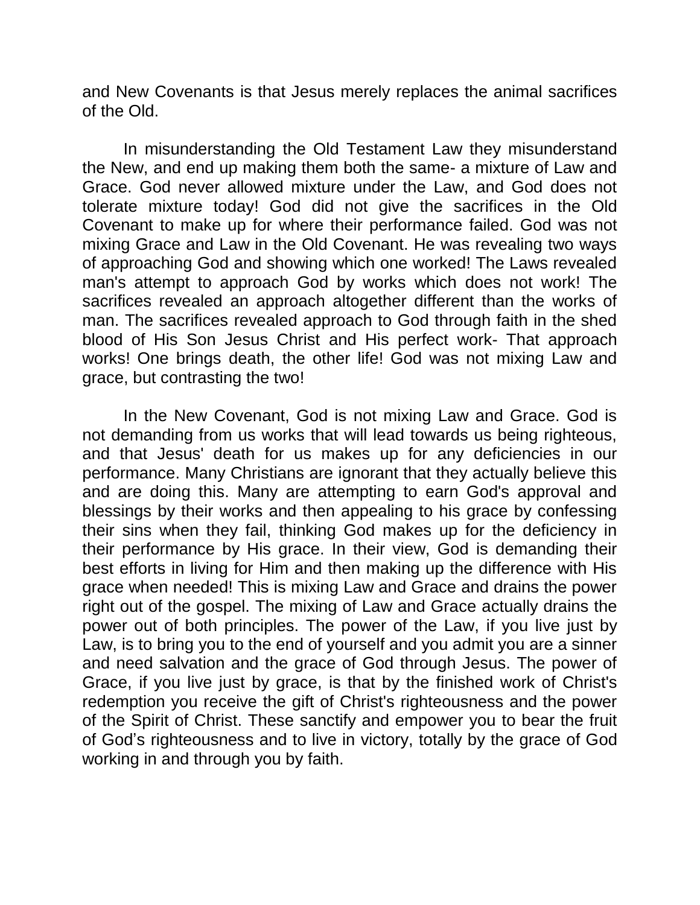and New Covenants is that Jesus merely replaces the animal sacrifices of the Old.

In misunderstanding the Old Testament Law they misunderstand the New, and end up making them both the same- a mixture of Law and Grace. God never allowed mixture under the Law, and God does not tolerate mixture today! God did not give the sacrifices in the Old Covenant to make up for where their performance failed. God was not mixing Grace and Law in the Old Covenant. He was revealing two ways of approaching God and showing which one worked! The Laws revealed man's attempt to approach God by works which does not work! The sacrifices revealed an approach altogether different than the works of man. The sacrifices revealed approach to God through faith in the shed blood of His Son Jesus Christ and His perfect work- That approach works! One brings death, the other life! God was not mixing Law and grace, but contrasting the two!

In the New Covenant, God is not mixing Law and Grace. God is not demanding from us works that will lead towards us being righteous, and that Jesus' death for us makes up for any deficiencies in our performance. Many Christians are ignorant that they actually believe this and are doing this. Many are attempting to earn God's approval and blessings by their works and then appealing to his grace by confessing their sins when they fail, thinking God makes up for the deficiency in their performance by His grace. In their view, God is demanding their best efforts in living for Him and then making up the difference with His grace when needed! This is mixing Law and Grace and drains the power right out of the gospel. The mixing of Law and Grace actually drains the power out of both principles. The power of the Law, if you live just by Law, is to bring you to the end of yourself and you admit you are a sinner and need salvation and the grace of God through Jesus. The power of Grace, if you live just by grace, is that by the finished work of Christ's redemption you receive the gift of Christ's righteousness and the power of the Spirit of Christ. These sanctify and empower you to bear the fruit of God's righteousness and to live in victory, totally by the grace of God working in and through you by faith.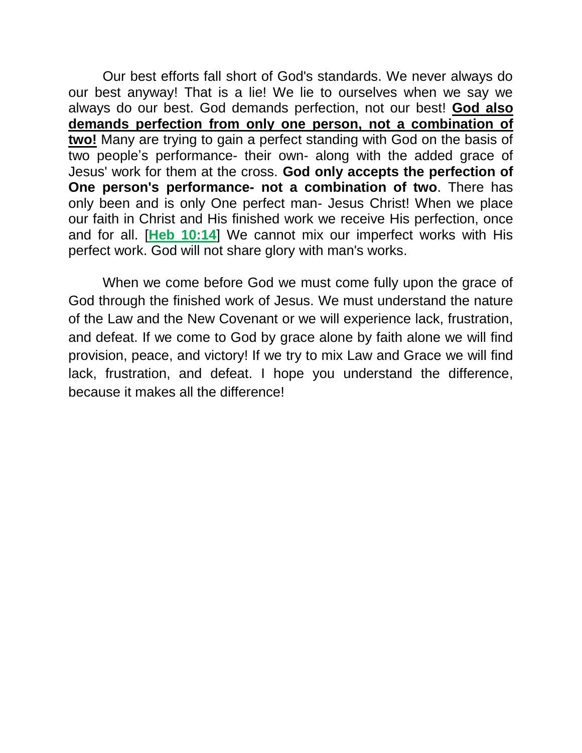Our best efforts fall short of God's standards. We never always do our best anyway! That is a lie! We lie to ourselves when we say we always do our best. God demands perfection, not our best! <u>**God also demands perfection from only one person, not a combination of two!**</u> Many are trying to gain a perfect standing with God on the basis of two people's performance- their own- along with the added grace of Jesus' work for them at the cross. **God only accepts the perfection of One person's performance- not a combination of two**. There has only been and is only One perfect man- Jesus Christ! When we place our faith in Christ and His finished work we receive His perfection, once and for all. [**Heb 10:14**] We cannot mix our imperfect works with His perfect work. God will not share glory with man's works.

When we come before God we must come fully upon the grace of God through the finished work of Jesus. We must understand the nature of the Law and the New Covenant or we will experience lack, frustration, and defeat. If we come to God by grace alone by faith alone we will find provision, peace, and victory! If we try to mix Law and Grace we will find lack, frustration, and defeat. I hope you understand the difference, because it makes all the difference!